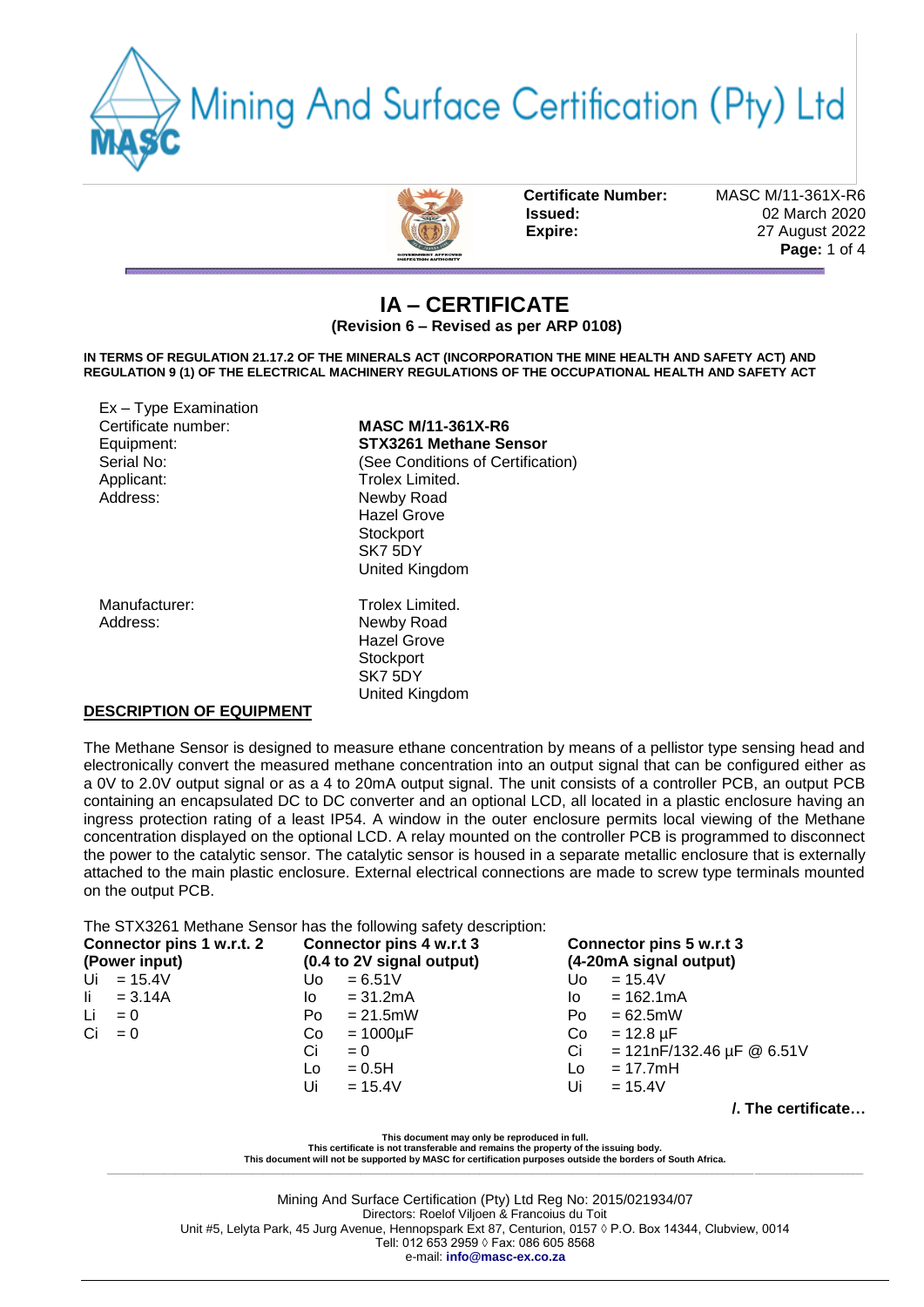# Mining And Surface Certification (Pty) Ltd

| | |
|---|---|
| **Certificate Number:** | MASC M/11-361X-R6 |
| **Issued:** | 02 March 2020 |
| **Expire:** | 27 August 2022 |

## IA – CERTIFICATE

**(Revision 6 – Revised as per ARP 0108)**

**IN TERMS OF REGULATION 21.17.2 OF THE MINERALS ACT (INCORPORATION THE MINE HEALTH AND SAFETY ACT) AND REGULATION 9 (1) OF THE ELECTRICAL MACHINERY REGULATIONS OF THE OCCUPATIONAL HEALTH AND SAFETY ACT**

Ex – Type Examination

| | |
|---|---|
| Certificate number: | **MASC M/11-361X-R6** |
| Equipment: | **STX3261 Methane Sensor** |
| Serial No: | (See Conditions of Certification) |
| Applicant: | Trolex Limited. |
| Address: | Newby Road<br>Hazel Grove<br>Stockport<br>SK7 5DY<br>United Kingdom |
| Manufacturer: | Trolex Limited. |
| Address: | Newby Road<br>Hazel Grove<br>Stockport<br>SK7 5DY<br>United Kingdom |

**DESCRIPTION OF EQUIPMENT**

The Methane Sensor is designed to measure ethane concentration by means of a pellistor type sensing head and electronically convert the measured methane concentration into an output signal that can be configured either as a 0V to 2.0V output signal or as a 4 to 20mA output signal. The unit consists of a controller PCB, an output PCB containing an encapsulated DC to DC converter and an optional LCD, all located in a plastic enclosure having an ingress protection rating of a least IP54. A window in the outer enclosure permits local viewing of the Methane concentration displayed on the optional LCD. A relay mounted on the controller PCB is programmed to disconnect the power to the catalytic sensor. The catalytic sensor is housed in a separate metallic enclosure that is externally attached to the main plastic enclosure. External electrical connections are made to screw type terminals mounted on the output PCB.

The STX3261 Methane Sensor has the following safety description:

| **Connector pins 1 w.r.t. 2 (Power input)** | **Connector pins 4 w.r.t 3 (0.4 to 2V signal output)** | **Connector pins 5 w.r.t 3 (4-20mA signal output)** |
|---|---|---|
| Ui = 15.4V | Uo = 6.51V | Uo = 15.4V |
| Ii = 3.14A | Io = 31.2mA | Io = 162.1mA |
| Li = 0 | Po = 21.5mW | Po = 62.5mW |
| Ci = 0 | Co = 1000µF | Co = 12.8 µF |
| | Ci = 0 | Ci = 121nF/132.46 µF @ 6.51V |
| | Lo = 0.5H | Lo = 17.7mH |
| | Ui = 15.4V | Ui = 15.4V |

**/. The certificate…**

**This document may only be reproduced in full.**
**This certificate is not transferable and remains the property of the issuing body.**
**This document will not be supported by MASC for certification purposes outside the borders of South Africa.**

Mining And Surface Certification (Pty) Ltd Reg No: 2015/021934/07
Directors: Roelof Viljoen & Francoius du Toit
Unit #5, Lelyta Park, 45 Jurg Avenue, Hennopspark Ext 87, Centurion, 0157 ◊ P.O. Box 14344, Clubview, 0014
Tell: 012 653 2959 ◊ Fax: 086 605 8568
e-mail: **info@masc-ex.co.za**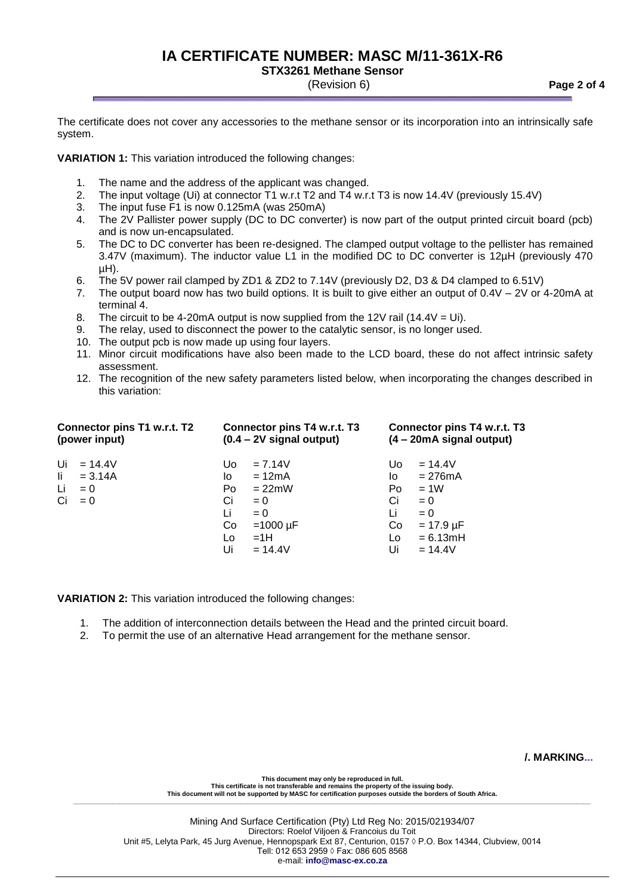The certificate does not cover any accessories to the methane sensor or its incorporation into an intrinsically safe system.

**VARIATION 1:** This variation introduced the following changes:

1. The name and the address of the applicant was changed.
2. The input voltage (Ui) at connector T1 w.r.t T2 and T4 w.r.t T3 is now 14.4V (previously 15.4V)
3. The input fuse F1 is now 0.125mA (was 250mA)
4. The 2V Pallister power supply (DC to DC converter) is now part of the output printed circuit board (pcb) and is now un-encapsulated.
5. The DC to DC converter has been re-designed. The clamped output voltage to the pellister has remained 3.47V (maximum). The inductor value L1 in the modified DC to DC converter is 12µH (previously 470 µH).
6. The 5V power rail clamped by ZD1 & ZD2 to 7.14V (previously D2, D3 & D4 clamped to 6.51V)
7. The output board now has two build options. It is built to give either an output of 0.4V – 2V or 4-20mA at terminal 4.
8. The circuit to be 4-20mA output is now supplied from the 12V rail (14.4V = Ui).
9. The relay, used to disconnect the power to the catalytic sensor, is no longer used.
10. The output pcb is now made up using four layers.
11. Minor circuit modifications have also been made to the LCD board, these do not affect intrinsic safety assessment.
12. The recognition of the new safety parameters listed below, when incorporating the changes described in this variation:

| **Connector pins T1 w.r.t. T2 (power input)** | **Connector pins T4 w.r.t. T3 (0.4 – 2V signal output)** | **Connector pins T4 w.r.t. T3 (4 – 20mA signal output)** |
|---|---|---|
| Ui = 14.4V | Uo = 7.14V | Uo = 14.4V |
| Ii = 3.14A | Io = 12mA | Io = 276mA |
| Li = 0 | Po = 22mW | Po = 1W |
| Ci = 0 | Ci = 0 | Ci = 0 |
| | Li = 0 | Li = 0 |
| | Co =1000 µF | Co = 17.9 µF |
| | Lo =1H | Lo = 6.13mH |
| | Ui = 14.4V | Ui = 14.4V |

**VARIATION 2:** This variation introduced the following changes:

1. The addition of interconnection details between the Head and the printed circuit board.
2. To permit the use of an alternative Head arrangement for the methane sensor.

**/. MARKING...**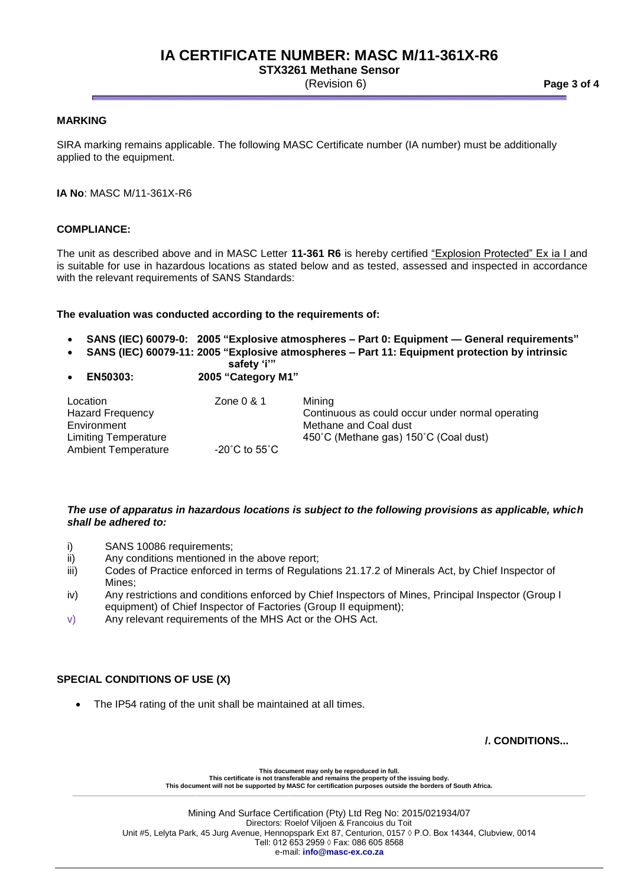## MARKING

SIRA marking remains applicable. The following MASC Certificate number (IA number) must be additionally applied to the equipment.

**IA No**: MASC M/11-361X-R6

## COMPLIANCE:

The unit as described above and in MASC Letter **11-361 R6** is hereby certified "Explosion Protected" Ex ia I and is suitable for use in hazardous locations as stated below and as tested, assessed and inspected in accordance with the relevant requirements of SANS Standards:

**The evaluation was conducted according to the requirements of:**

- **SANS (IEC) 60079-0: 2005 "Explosive atmospheres – Part 0: Equipment — General requirements"**
- **SANS (IEC) 60079-11: 2005 "Explosive atmospheres – Part 11: Equipment protection by intrinsic safety 'i'"**
- **EN50303: 2005 "Category M1"**

| | | |
|---|---|---|
| Location | Zone 0 & 1 | Mining |
| Hazard Frequency | | Continuous as could occur under normal operating |
| Environment | | Methane and Coal dust |
| Limiting Temperature | | 450˚C (Methane gas) 150˚C (Coal dust) |
| Ambient Temperature | -20˚C to 55˚C | |

***The use of apparatus in hazardous locations is subject to the following provisions as applicable, which shall be adhered to:***

i) SANS 10086 requirements;
ii) Any conditions mentioned in the above report;
iii) Codes of Practice enforced in terms of Regulations 21.17.2 of Minerals Act, by Chief Inspector of Mines;
iv) Any restrictions and conditions enforced by Chief Inspectors of Mines, Principal Inspector (Group I equipment) of Chief Inspector of Factories (Group II equipment);
v) Any relevant requirements of the MHS Act or the OHS Act.

## SPECIAL CONDITIONS OF USE (X)

- The IP54 rating of the unit shall be maintained at all times.

**/. CONDITIONS...**

**This document may only be reproduced in full.**
**This certificate is not transferable and remains the property of the issuing body.**
**This document will not be supported by MASC for certification purposes outside the borders of South Africa.**

Mining And Surface Certification (Pty) Ltd Reg No: 2015/021934/07
Directors: Roelof Viljoen & Francoius du Toit
Unit #5, Lelyta Park, 45 Jurg Avenue, Hennopspark Ext 87, Centurion, 0157 ◊ P.O. Box 14344, Clubview, 0014
Tell: 012 653 2959 ◊ Fax: 086 605 8568
e-mail: **info@masc-ex.co.za**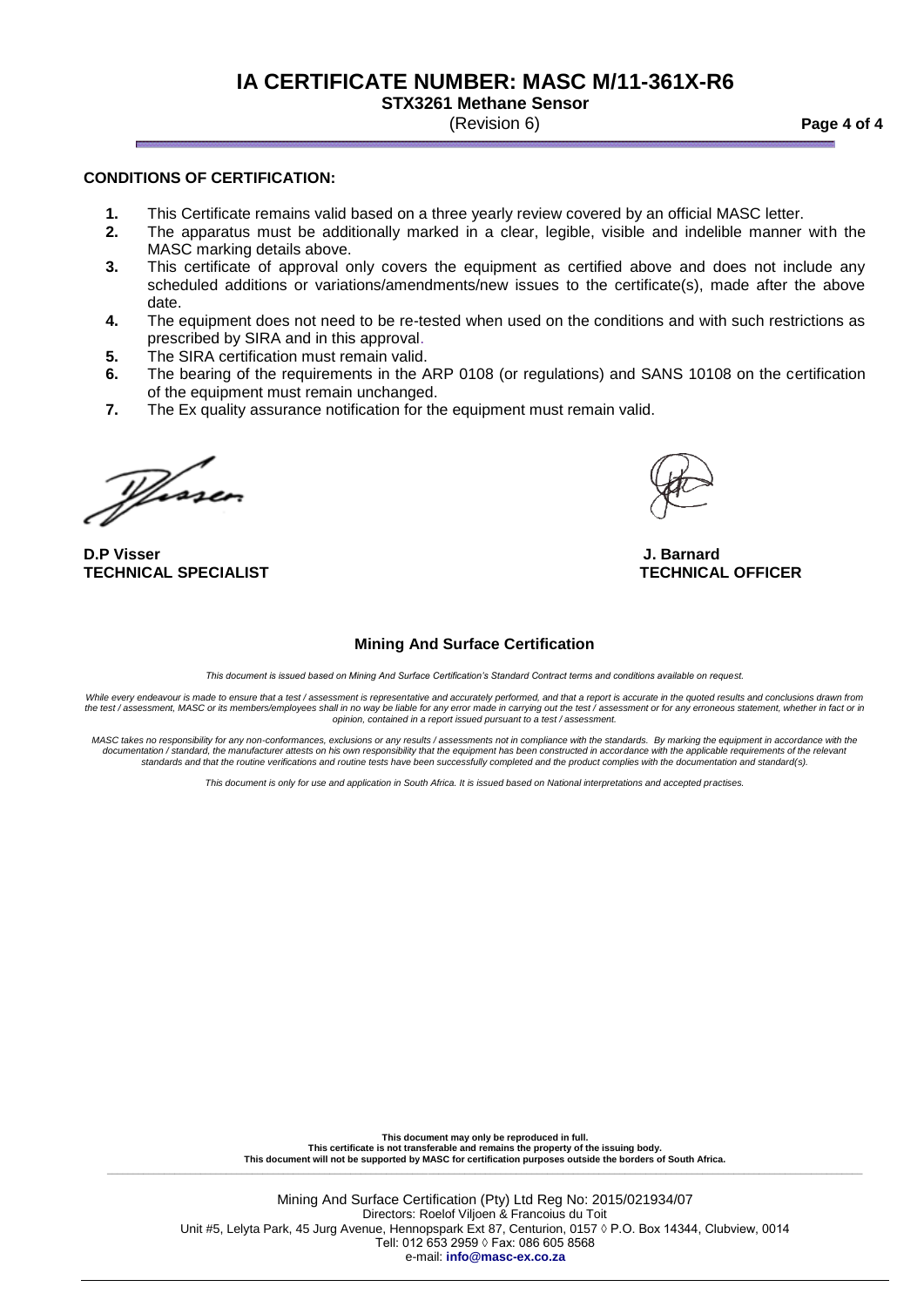**CONDITIONS OF CERTIFICATION:**

1. This Certificate remains valid based on a three yearly review covered by an official MASC letter.
2. The apparatus must be additionally marked in a clear, legible, visible and indelible manner with the MASC marking details above.
3. This certificate of approval only covers the equipment as certified above and does not include any scheduled additions or variations/amendments/new issues to the certificate(s), made after the above date.
4. The equipment does not need to be re-tested when used on the conditions and with such restrictions as prescribed by SIRA and in this approval.
5. The SIRA certification must remain valid.
6. The bearing of the requirements in the ARP 0108 (or regulations) and SANS 10108 on the certification of the equipment must remain unchanged.
7. The Ex quality assurance notification for the equipment must remain valid.

**D.P Visser**
**TECHNICAL SPECIALIST**

**J. Barnard**
**TECHNICAL OFFICER**

**Mining And Surface Certification**

*This document is issued based on Mining And Surface Certification's Standard Contract terms and conditions available on request.*

*While every endeavour is made to ensure that a test / assessment is representative and accurately performed, and that a report is accurate in the quoted results and conclusions drawn from the test / assessment, MASC or its members/employees shall in no way be liable for any error made in carrying out the test / assessment or for any erroneous statement, whether in fact or in opinion, contained in a report issued pursuant to a test / assessment.*

*MASC takes no responsibility for any non-conformances, exclusions or any results / assessments not in compliance with the standards. By marking the equipment in accordance with the documentation / standard, the manufacturer attests on his own responsibility that the equipment has been constructed in accordance with the applicable requirements of the relevant standards and that the routine verifications and routine tests have been successfully completed and the product complies with the documentation and standard(s).*

*This document is only for use and application in South Africa. It is issued based on National interpretations and accepted practises.*

**This document may only be reproduced in full.**
**This certificate is not transferable and remains the property of the issuing body.**
**This document will not be supported by MASC for certification purposes outside the borders of South Africa.**

Mining And Surface Certification (Pty) Ltd Reg No: 2015/021934/07
Directors: Roelof Viljoen & Francoius du Toit
Unit #5, Lelyta Park, 45 Jurg Avenue, Hennopspark Ext 87, Centurion, 0157 ◊ P.O. Box 14344, Clubview, 0014
Tell: 012 653 2959 ◊ Fax: 086 605 8568
e-mail: **info@masc-ex.co.za**